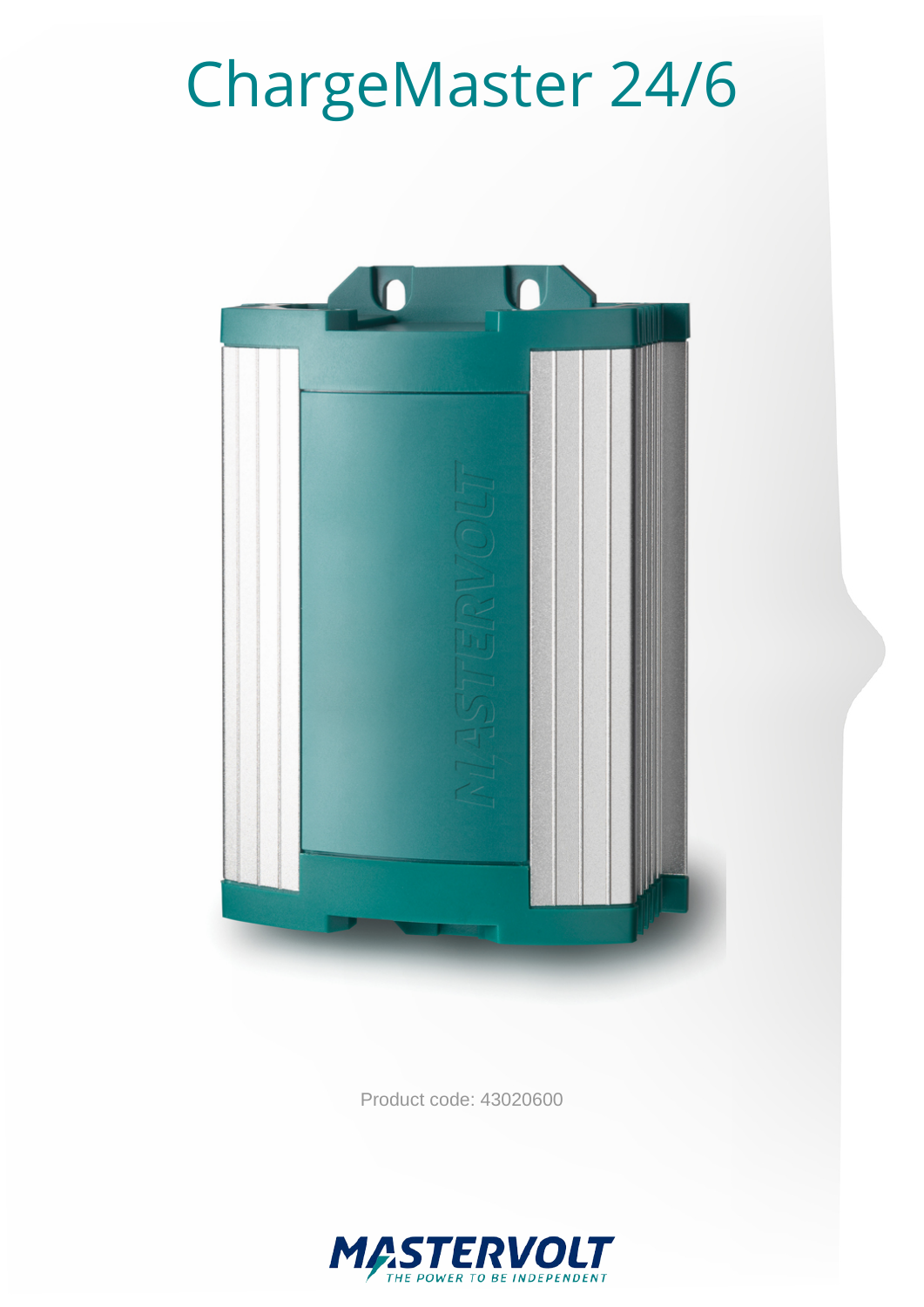# ChargeMaster 24/6

Product code: 43020600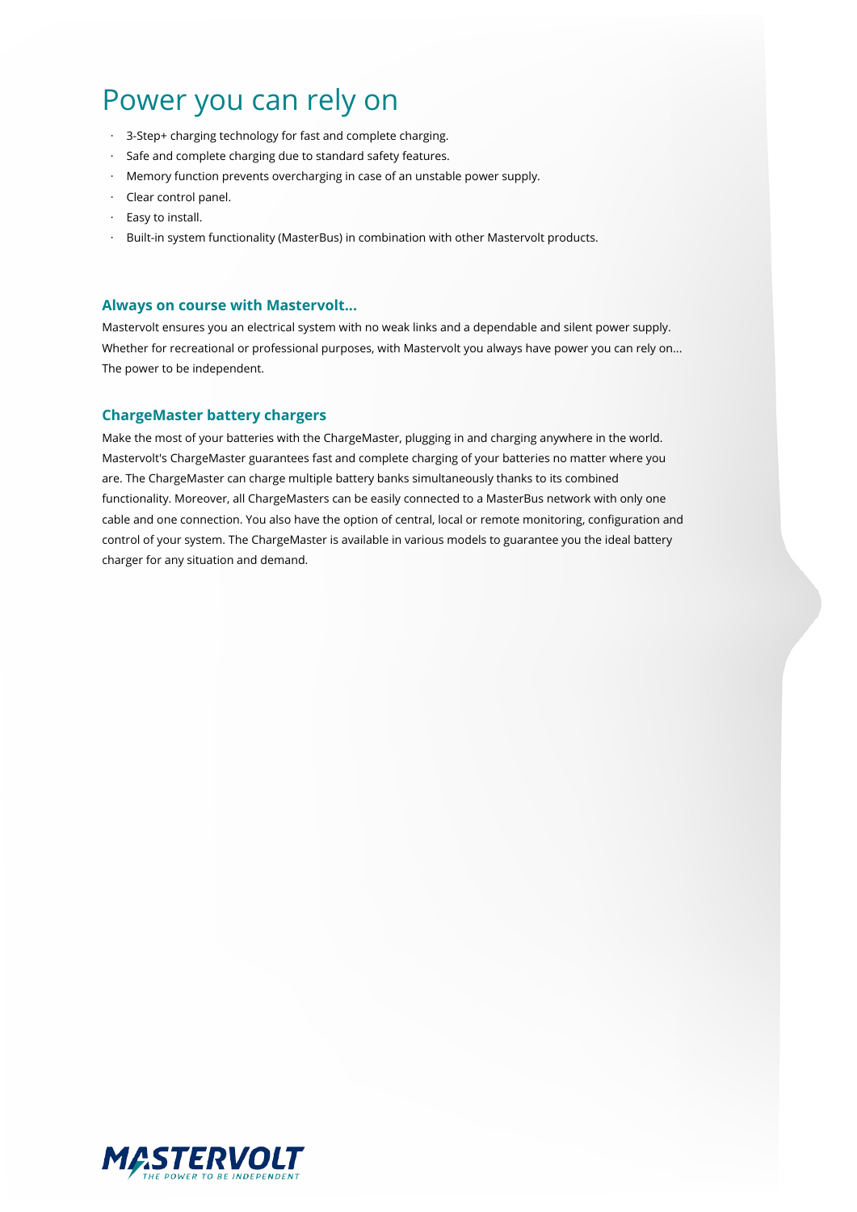# Power you can rely on

- 3-Step+ charging technology for fast and complete charging.
- Safe and complete charging due to standard safety features.
- Memory function prevents overcharging in case of an unstable power supply.
- Clear control panel.
- Easy to install.
- Built-in system functionality (MasterBus) in combination with other Mastervolt products.

### Always on course with Mastervolt...

Mastervolt ensures you an electrical system with no weak links and a dependable and silent power supply. Whether for recreational or professional purposes, with Mastervolt you always have power you can rely on... The power to be independent.

### ChargeMaster battery chargers

Make the most of your batteries with the ChargeMaster, plugging in and charging anywhere in the world. Mastervolt's ChargeMaster guarantees fast and complete charging of your batteries no matter where you are. The ChargeMaster can charge multiple battery banks simultaneously thanks to its combined functionality. Moreover, all ChargeMasters can be easily connected to a MasterBus network with only one cable and one connection. You also have the option of central, local or remote monitoring, configuration and control of your system. The ChargeMaster is available in various models to guarantee you the ideal battery charger for any situation and demand.

MASTERVOLT
THE POWER TO BE INDEPENDENT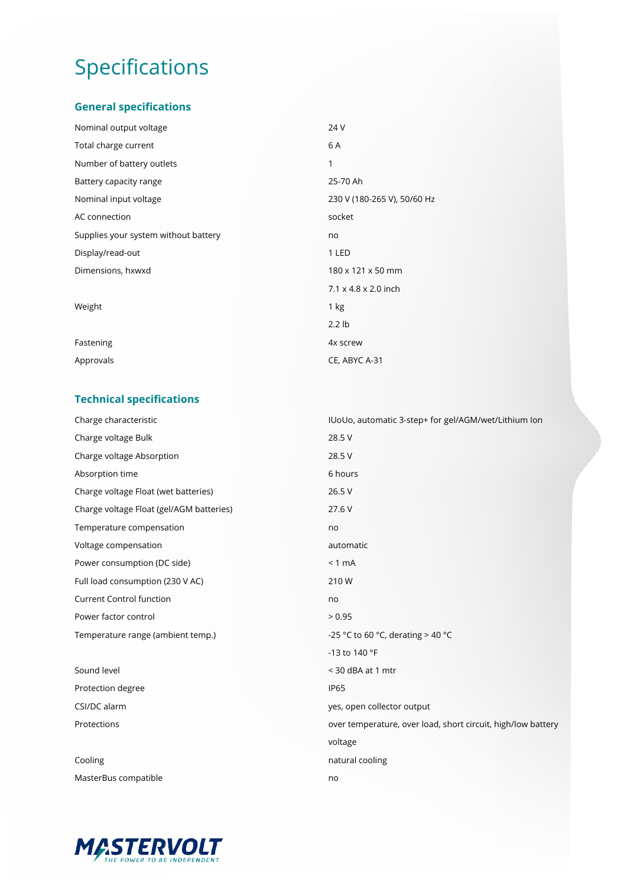# Specifications

## General specifications

| | |
|---|---|
| Nominal output voltage | 24 V |
| Total charge current | 6 A |
| Number of battery outlets | 1 |
| Battery capacity range | 25-70 Ah |
| Nominal input voltage | 230 V (180-265 V), 50/60 Hz |
| AC connection | socket |
| Supplies your system without battery | no |
| Display/read-out | 1 LED |
| Dimensions, hxwxd | 180 x 121 x 50 mm<br>7.1 x 4.8 x 2.0 inch |
| Weight | 1 kg<br>2.2 lb |
| Fastening | 4x screw |
| Approvals | CE, ABYC A-31 |

## Technical specifications

| | |
|---|---|
| Charge characteristic | IUoUo, automatic 3-step+ for gel/AGM/wet/Lithium Ion |
| Charge voltage Bulk | 28.5 V |
| Charge voltage Absorption | 28.5 V |
| Absorption time | 6 hours |
| Charge voltage Float (wet batteries) | 26.5 V |
| Charge voltage Float (gel/AGM batteries) | 27.6 V |
| Temperature compensation | no |
| Voltage compensation | automatic |
| Power consumption (DC side) | < 1 mA |
| Full load consumption (230 V AC) | 210 W |
| Current Control function | no |
| Power factor control | > 0.95 |
| Temperature range (ambient temp.) | -25 °C to 60 °C, derating > 40 °C<br>-13 to 140 °F |
| Sound level | < 30 dBA at 1 mtr |
| Protection degree | IP65 |
| CSI/DC alarm | yes, open collector output |
| Protections | over temperature, over load, short circuit, high/low battery voltage |
| Cooling | natural cooling |
| MasterBus compatible | no |

MASTERVOLT
THE POWER TO BE INDEPENDENT